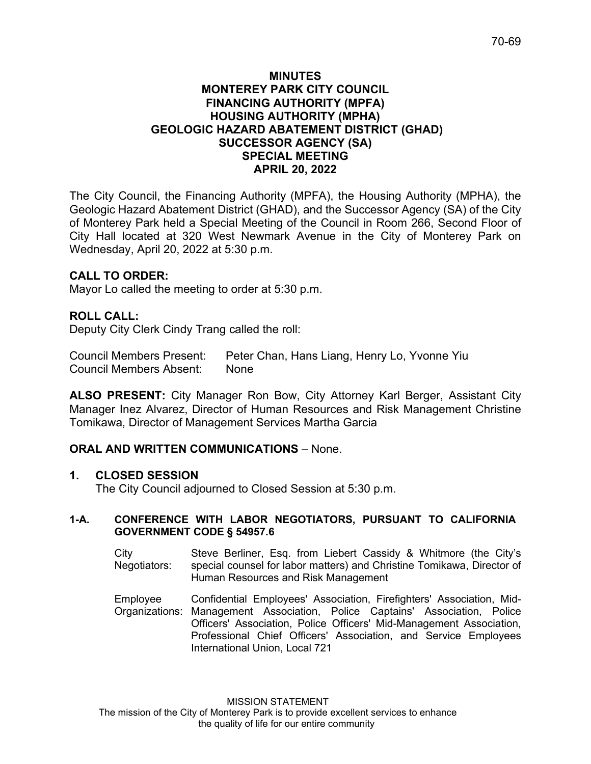# MINUTES
## MONTEREY PARK CITY COUNCIL
## FINANCING AUTHORITY (MPFA)
## HOUSING AUTHORITY (MPHA)
## GEOLOGIC HAZARD ABATEMENT DISTRICT (GHAD)
## SUCCESSOR AGENCY (SA)
## SPECIAL MEETING
## APRIL 20, 2022

The City Council, the Financing Authority (MPFA), the Housing Authority (MPHA), the Geologic Hazard Abatement District (GHAD), and the Successor Agency (SA) of the City of Monterey Park held a Special Meeting of the Council in Room 266, Second Floor of City Hall located at 320 West Newmark Avenue in the City of Monterey Park on Wednesday, April 20, 2022 at 5:30 p.m.

**CALL TO ORDER:**
Mayor Lo called the meeting to order at 5:30 p.m.

**ROLL CALL:**
Deputy City Clerk Cindy Trang called the roll:

Council Members Present: Peter Chan, Hans Liang, Henry Lo, Yvonne Yiu
Council Members Absent: None

**ALSO PRESENT:** City Manager Ron Bow, City Attorney Karl Berger, Assistant City Manager Inez Alvarez, Director of Human Resources and Risk Management Christine Tomikawa, Director of Management Services Martha Garcia

**ORAL AND WRITTEN COMMUNICATIONS** – None.

**1. CLOSED SESSION**
The City Council adjourned to Closed Session at 5:30 p.m.

**1-A. CONFERENCE WITH LABOR NEGOTIATORS, PURSUANT TO CALIFORNIA GOVERNMENT CODE § 54957.6**

City Negotiators: Steve Berliner, Esq. from Liebert Cassidy & Whitmore (the City's special counsel for labor matters) and Christine Tomikawa, Director of Human Resources and Risk Management

Employee Organizations: Confidential Employees' Association, Firefighters' Association, Mid-Management Association, Police Captains' Association, Police Officers' Association, Police Officers' Mid-Management Association, Professional Chief Officers' Association, and Service Employees International Union, Local 721

MISSION STATEMENT
The mission of the City of Monterey Park is to provide excellent services to enhance the quality of life for our entire community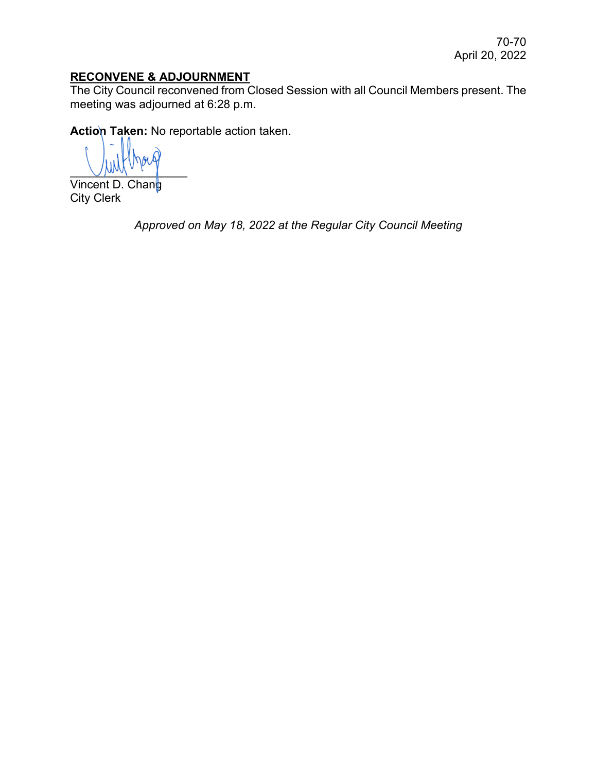70-70
April 20, 2022

**RECONVENE & ADJOURNMENT**

The City Council reconvened from Closed Session with all Council Members present. The meeting was adjourned at 6:28 p.m.

**Action Taken:** No reportable action taken.

\_\_\_\_\_\_\_\_\_\_\_\_\_\_\_\_\_\_\_\_\_\_
Vincent D. Chang
City Clerk

*Approved on May 18, 2022 at the Regular City Council Meeting*